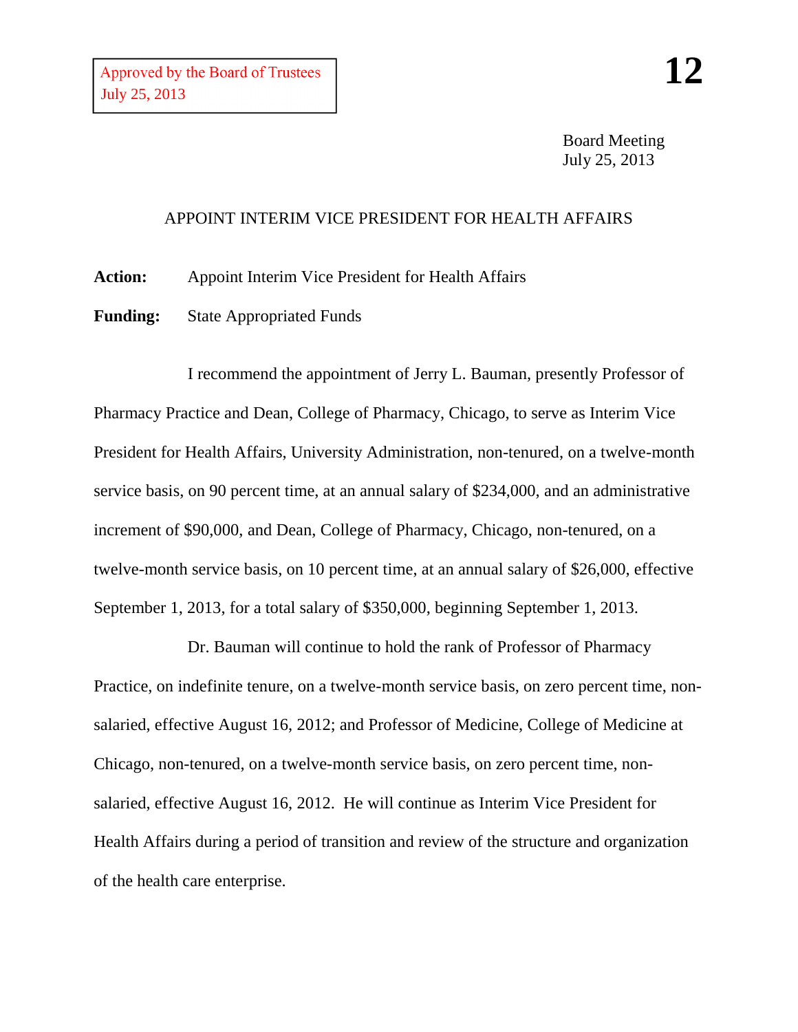Approved by the Board of Trustees
July 25, 2013

**12**

Board Meeting
July 25, 2013

# APPOINT INTERIM VICE PRESIDENT FOR HEALTH AFFAIRS

**Action:** Appoint Interim Vice President for Health Affairs

**Funding:** State Appropriated Funds

I recommend the appointment of Jerry L. Bauman, presently Professor of Pharmacy Practice and Dean, College of Pharmacy, Chicago, to serve as Interim Vice President for Health Affairs, University Administration, non-tenured, on a twelve-month service basis, on 90 percent time, at an annual salary of $234,000, and an administrative increment of $90,000, and Dean, College of Pharmacy, Chicago, non-tenured, on a twelve-month service basis, on 10 percent time, at an annual salary of $26,000, effective September 1, 2013, for a total salary of $350,000, beginning September 1, 2013.

Dr. Bauman will continue to hold the rank of Professor of Pharmacy Practice, on indefinite tenure, on a twelve-month service basis, on zero percent time, non-salaried, effective August 16, 2012; and Professor of Medicine, College of Medicine at Chicago, non-tenured, on a twelve-month service basis, on zero percent time, non-salaried, effective August 16, 2012. He will continue as Interim Vice President for Health Affairs during a period of transition and review of the structure and organization of the health care enterprise.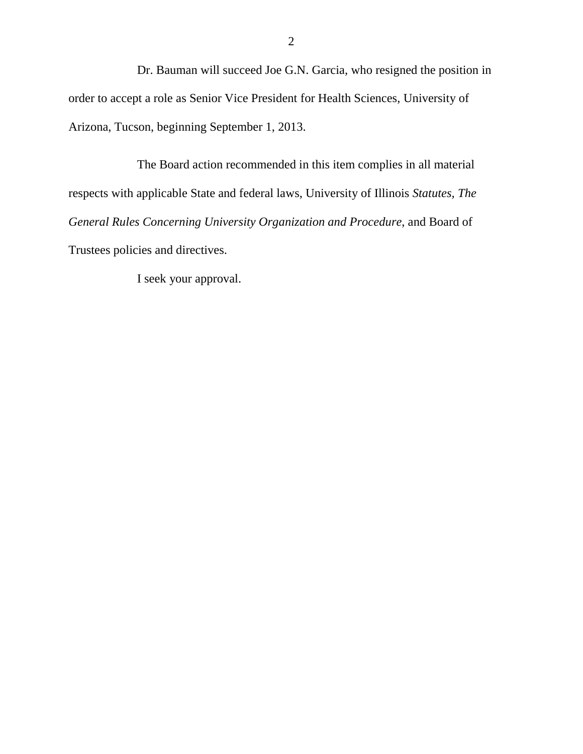Dr. Bauman will succeed Joe G.N. Garcia, who resigned the position in order to accept a role as Senior Vice President for Health Sciences, University of Arizona, Tucson, beginning September 1, 2013.

The Board action recommended in this item complies in all material respects with applicable State and federal laws, University of Illinois *Statutes, The General Rules Concerning University Organization and Procedure*, and Board of Trustees policies and directives.

I seek your approval.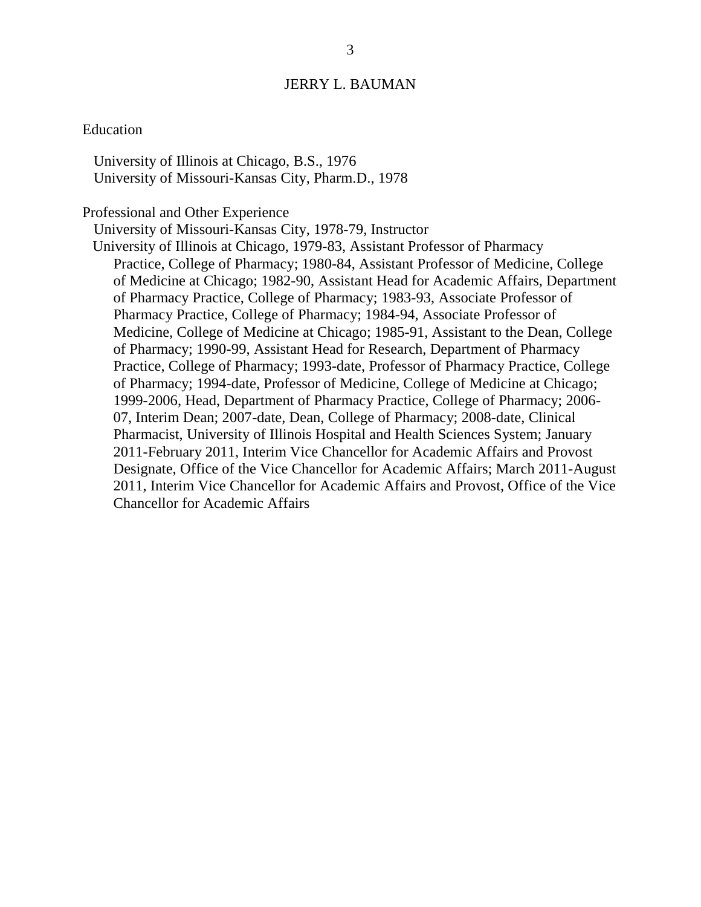JERRY L. BAUMAN

Education

University of Illinois at Chicago, B.S., 1976
University of Missouri-Kansas City, Pharm.D., 1978

Professional and Other Experience

University of Missouri-Kansas City, 1978-79, Instructor

University of Illinois at Chicago, 1979-83, Assistant Professor of Pharmacy Practice, College of Pharmacy; 1980-84, Assistant Professor of Medicine, College of Medicine at Chicago; 1982-90, Assistant Head for Academic Affairs, Department of Pharmacy Practice, College of Pharmacy; 1983-93, Associate Professor of Pharmacy Practice, College of Pharmacy; 1984-94, Associate Professor of Medicine, College of Medicine at Chicago; 1985-91, Assistant to the Dean, College of Pharmacy; 1990-99, Assistant Head for Research, Department of Pharmacy Practice, College of Pharmacy; 1993-date, Professor of Pharmacy Practice, College of Pharmacy; 1994-date, Professor of Medicine, College of Medicine at Chicago; 1999-2006, Head, Department of Pharmacy Practice, College of Pharmacy; 2006-07, Interim Dean; 2007-date, Dean, College of Pharmacy; 2008-date, Clinical Pharmacist, University of Illinois Hospital and Health Sciences System; January 2011-February 2011, Interim Vice Chancellor for Academic Affairs and Provost Designate, Office of the Vice Chancellor for Academic Affairs; March 2011-August 2011, Interim Vice Chancellor for Academic Affairs and Provost, Office of the Vice Chancellor for Academic Affairs